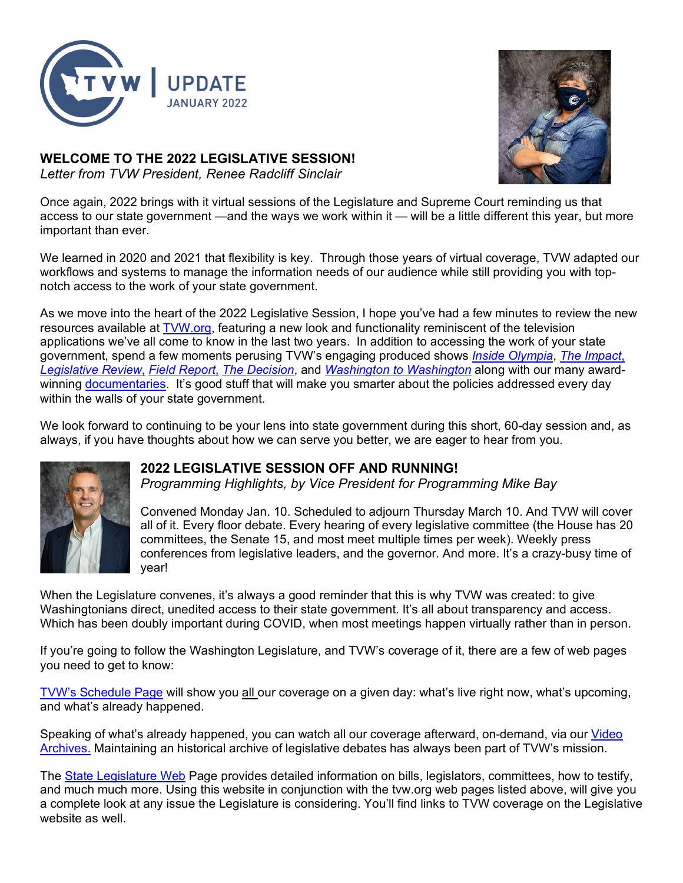TVW | UPDATE
JANUARY 2022

## WELCOME TO THE 2022 LEGISLATIVE SESSION!

*Letter from TVW President, Renee Radcliff Sinclair*

Once again, 2022 brings with it virtual sessions of the Legislature and Supreme Court reminding us that access to our state government —and the ways we work within it — will be a little different this year, but more important than ever.

We learned in 2020 and 2021 that flexibility is key. Through those years of virtual coverage, TVW adapted our workflows and systems to manage the information needs of our audience while still providing you with top-notch access to the work of your state government.

As we move into the heart of the 2022 Legislative Session, I hope you've had a few minutes to review the new resources available at TVW.org, featuring a new look and functionality reminiscent of the television applications we've all come to know in the last two years. In addition to accessing the work of your state government, spend a few moments perusing TVW's engaging produced shows *Inside Olympia*, *The Impact*, *Legislative Review*, *Field Report*, *The Decision*, and *Washington to Washington* along with our many award-winning documentaries. It's good stuff that will make you smarter about the policies addressed every day within the walls of your state government.

We look forward to continuing to be your lens into state government during this short, 60-day session and, as always, if you have thoughts about how we can serve you better, we are eager to hear from you.

## 2022 LEGISLATIVE SESSION OFF AND RUNNING!

*Programming Highlights, by Vice President for Programming Mike Bay*

Convened Monday Jan. 10. Scheduled to adjourn Thursday March 10. And TVW will cover all of it. Every floor debate. Every hearing of every legislative committee (the House has 20 committees, the Senate 15, and most meet multiple times per week). Weekly press conferences from legislative leaders, and the governor. And more. It's a crazy-busy time of year!

When the Legislature convenes, it's always a good reminder that this is why TVW was created: to give Washingtonians direct, unedited access to their state government. It's all about transparency and access. Which has been doubly important during COVID, when most meetings happen virtually rather than in person.

If you're going to follow the Washington Legislature, and TVW's coverage of it, there are a few of web pages you need to get to know:

TVW's Schedule Page will show you all our coverage on a given day: what's live right now, what's upcoming, and what's already happened.

Speaking of what's already happened, you can watch all our coverage afterward, on-demand, via our Video Archives. Maintaining an historical archive of legislative debates has always been part of TVW's mission.

The State Legislature Web Page provides detailed information on bills, legislators, committees, how to testify, and much much more. Using this website in conjunction with the tvw.org web pages listed above, will give you a complete look at any issue the Legislature is considering. You'll find links to TVW coverage on the Legislative website as well.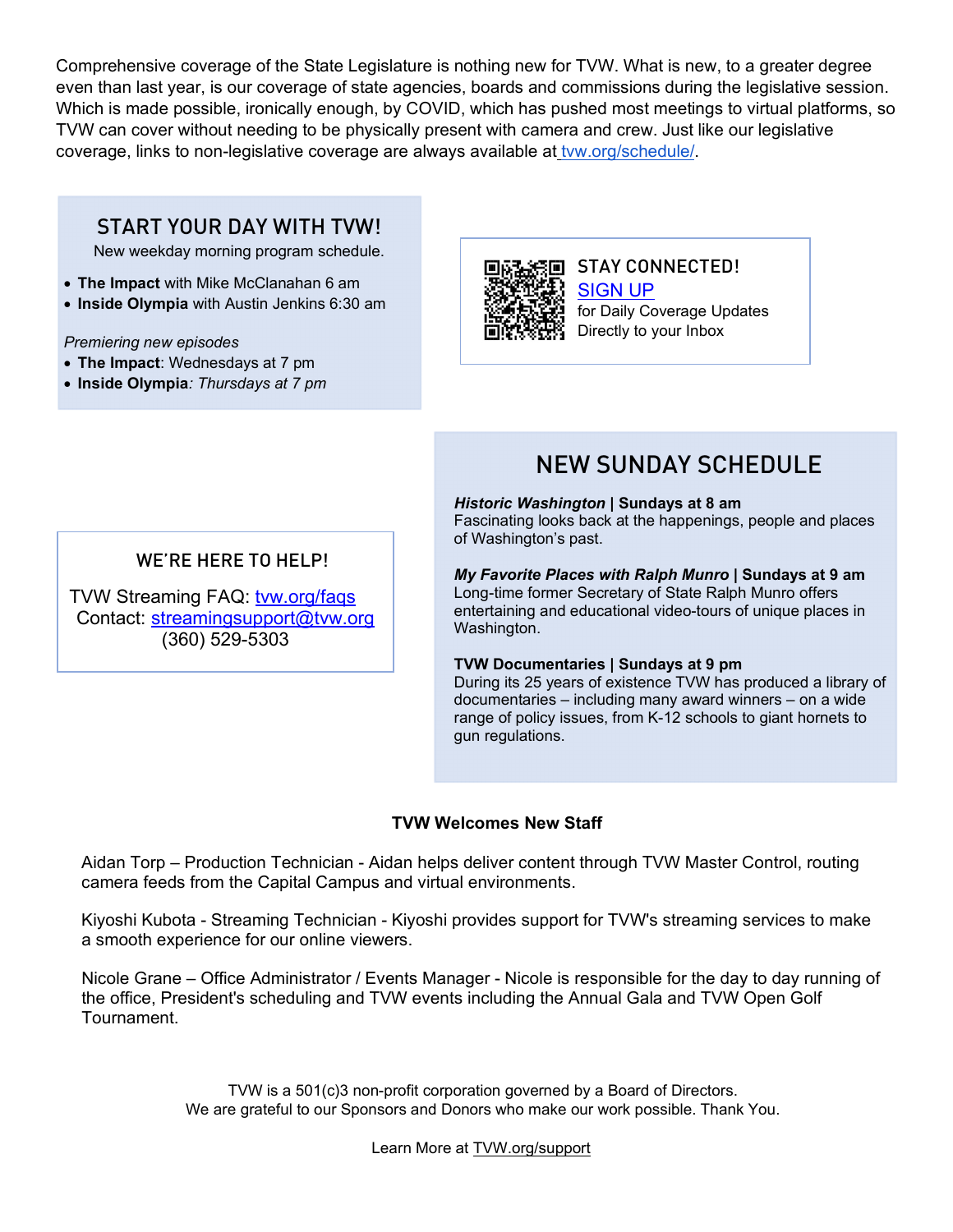Comprehensive coverage of the State Legislature is nothing new for TVW. What is new, to a greater degree even than last year, is our coverage of state agencies, boards and commissions during the legislative session. Which is made possible, ironically enough, by COVID, which has pushed most meetings to virtual platforms, so TVW can cover without needing to be physically present with camera and crew. Just like our legislative coverage, links to non-legislative coverage are always available at tvw.org/schedule/.

## START YOUR DAY WITH TVW!

New weekday morning program schedule.

- **The Impact** with Mike McClanahan 6 am
- **Inside Olympia** with Austin Jenkins 6:30 am

*Premiering new episodes*

- **The Impact**: Wednesdays at 7 pm
- **Inside Olympia**: *Thursdays at 7 pm*

## STAY CONNECTED!

SIGN UP

for Daily Coverage Updates
Directly to your Inbox

## WE'RE HERE TO HELP!

TVW Streaming FAQ: tvw.org/faqs
Contact: streamingsupport@tvw.org
(360) 529-5303

## NEW SUNDAY SCHEDULE

***Historic Washington* | Sundays at 8 am**
Fascinating looks back at the happenings, people and places of Washington's past.

***My Favorite Places with Ralph Munro* | Sundays at 9 am**
Long-time former Secretary of State Ralph Munro offers entertaining and educational video-tours of unique places in Washington.

**TVW Documentaries | Sundays at 9 pm**
During its 25 years of existence TVW has produced a library of documentaries – including many award winners – on a wide range of policy issues, from K-12 schools to giant hornets to gun regulations.

**TVW Welcomes New Staff**

Aidan Torp – Production Technician - Aidan helps deliver content through TVW Master Control, routing camera feeds from the Capital Campus and virtual environments.

Kiyoshi Kubota - Streaming Technician - Kiyoshi provides support for TVW's streaming services to make a smooth experience for our online viewers.

Nicole Grane – Office Administrator / Events Manager - Nicole is responsible for the day to day running of the office, President's scheduling and TVW events including the Annual Gala and TVW Open Golf Tournament.

TVW is a 501(c)3 non-profit corporation governed by a Board of Directors.
We are grateful to our Sponsors and Donors who make our work possible. Thank You.

Learn More at TVW.org/support